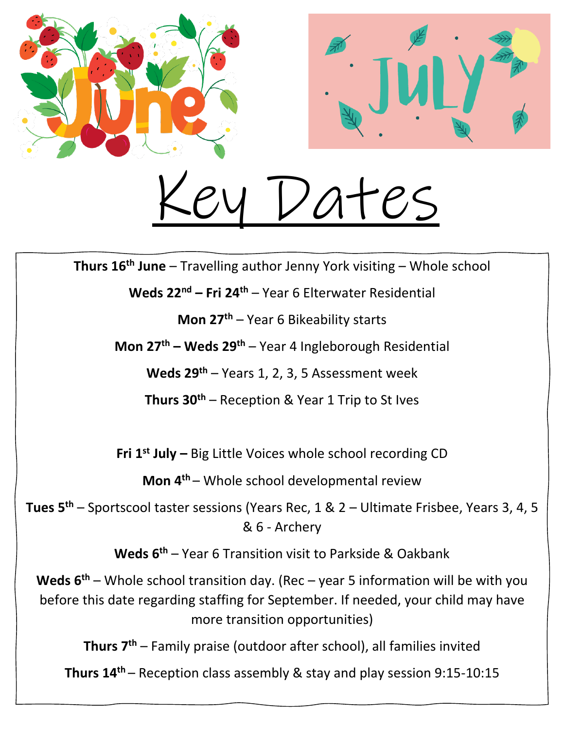# June

# July

# Key Dates

**Thurs 16th June** – Travelling author Jenny York visiting – Whole school

**Weds 22nd – Fri 24th** – Year 6 Elterwater Residential

**Mon 27th** – Year 6 Bikeability starts

**Mon 27th – Weds 29th** – Year 4 Ingleborough Residential

**Weds 29th** – Years 1, 2, 3, 5 Assessment week

**Thurs 30th** – Reception & Year 1 Trip to St Ives

**Fri 1st July –** Big Little Voices whole school recording CD

**Mon 4th** – Whole school developmental review

**Tues 5th** – Sportscool taster sessions (Years Rec, 1 & 2 – Ultimate Frisbee, Years 3, 4, 5 & 6 - Archery

**Weds 6th** – Year 6 Transition visit to Parkside & Oakbank

**Weds 6th** – Whole school transition day. (Rec – year 5 information will be with you before this date regarding staffing for September. If needed, your child may have more transition opportunities)

**Thurs 7th** – Family praise (outdoor after school), all families invited

**Thurs 14th** – Reception class assembly & stay and play session 9:15-10:15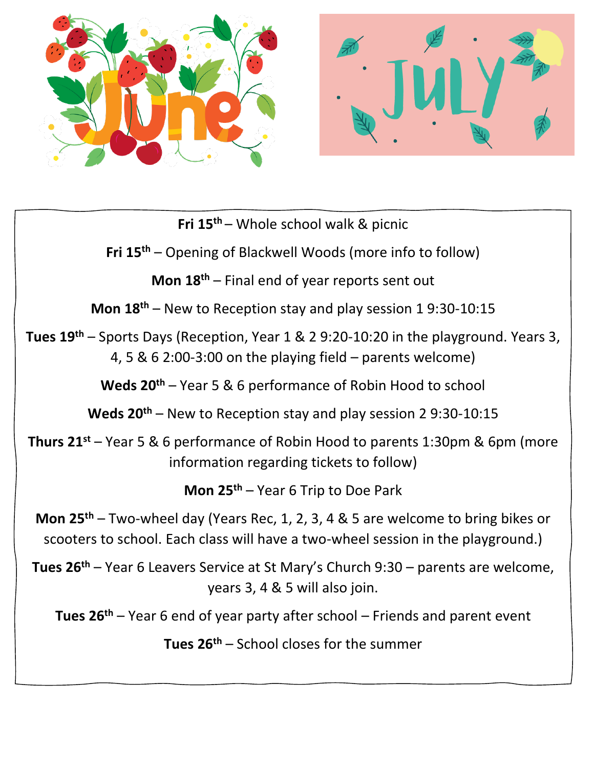June

July

**Fri 15th** – Whole school walk & picnic

**Fri 15th** – Opening of Blackwell Woods (more info to follow)

**Mon 18th** – Final end of year reports sent out

**Mon 18th** – New to Reception stay and play session 1 9:30-10:15

**Tues 19th** – Sports Days (Reception, Year 1 & 2 9:20-10:20 in the playground. Years 3, 4, 5 & 6 2:00-3:00 on the playing field – parents welcome)

**Weds 20th** – Year 5 & 6 performance of Robin Hood to school

**Weds 20th** – New to Reception stay and play session 2 9:30-10:15

**Thurs 21st** – Year 5 & 6 performance of Robin Hood to parents 1:30pm & 6pm (more information regarding tickets to follow)

**Mon 25th** – Year 6 Trip to Doe Park

**Mon 25th** – Two-wheel day (Years Rec, 1, 2, 3, 4 & 5 are welcome to bring bikes or scooters to school. Each class will have a two-wheel session in the playground.)

**Tues 26th** – Year 6 Leavers Service at St Mary's Church 9:30 – parents are welcome, years 3, 4 & 5 will also join.

**Tues 26th** – Year 6 end of year party after school – Friends and parent event

**Tues 26th** – School closes for the summer